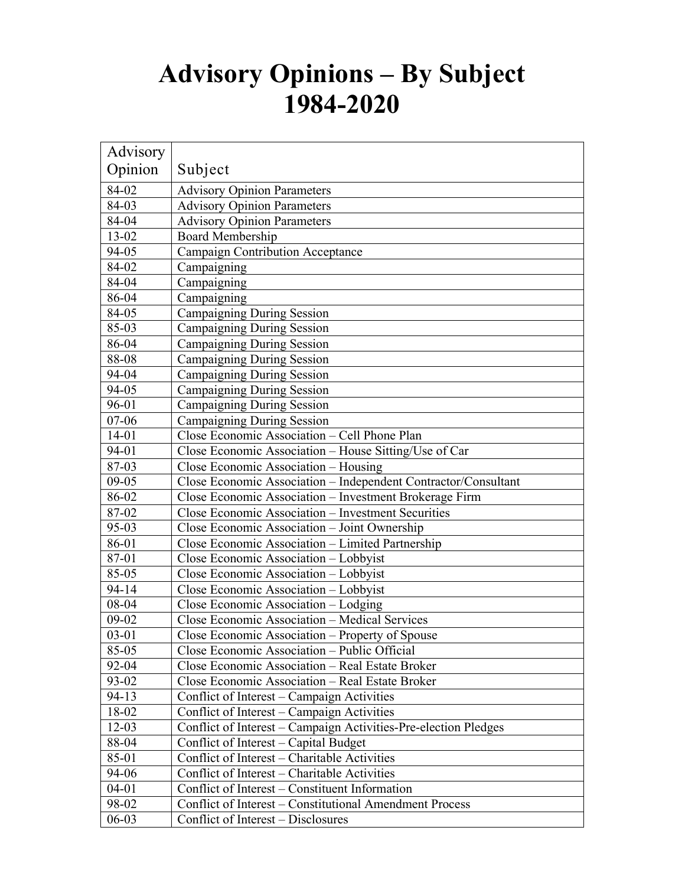# Advisory Opinions – By Subject
# 1984-2020

| Advisory Opinion | Subject |
|---|---|
| 84-02 | Advisory Opinion Parameters |
| 84-03 | Advisory Opinion Parameters |
| 84-04 | Advisory Opinion Parameters |
| 13-02 | Board Membership |
| 94-05 | Campaign Contribution Acceptance |
| 84-02 | Campaigning |
| 84-04 | Campaigning |
| 86-04 | Campaigning |
| 84-05 | Campaigning During Session |
| 85-03 | Campaigning During Session |
| 86-04 | Campaigning During Session |
| 88-08 | Campaigning During Session |
| 94-04 | Campaigning During Session |
| 94-05 | Campaigning During Session |
| 96-01 | Campaigning During Session |
| 07-06 | Campaigning During Session |
| 14-01 | Close Economic Association – Cell Phone Plan |
| 94-01 | Close Economic Association – House Sitting/Use of Car |
| 87-03 | Close Economic Association – Housing |
| 09-05 | Close Economic Association – Independent Contractor/Consultant |
| 86-02 | Close Economic Association – Investment Brokerage Firm |
| 87-02 | Close Economic Association – Investment Securities |
| 95-03 | Close Economic Association – Joint Ownership |
| 86-01 | Close Economic Association – Limited Partnership |
| 87-01 | Close Economic Association – Lobbyist |
| 85-05 | Close Economic Association – Lobbyist |
| 94-14 | Close Economic Association – Lobbyist |
| 08-04 | Close Economic Association – Lodging |
| 09-02 | Close Economic Association – Medical Services |
| 03-01 | Close Economic Association – Property of Spouse |
| 85-05 | Close Economic Association – Public Official |
| 92-04 | Close Economic Association – Real Estate Broker |
| 93-02 | Close Economic Association – Real Estate Broker |
| 94-13 | Conflict of Interest – Campaign Activities |
| 18-02 | Conflict of Interest – Campaign Activities |
| 12-03 | Conflict of Interest – Campaign Activities-Pre-election Pledges |
| 88-04 | Conflict of Interest – Capital Budget |
| 85-01 | Conflict of Interest – Charitable Activities |
| 94-06 | Conflict of Interest – Charitable Activities |
| 04-01 | Conflict of Interest – Constituent Information |
| 98-02 | Conflict of Interest – Constitutional Amendment Process |
| 06-03 | Conflict of Interest – Disclosures |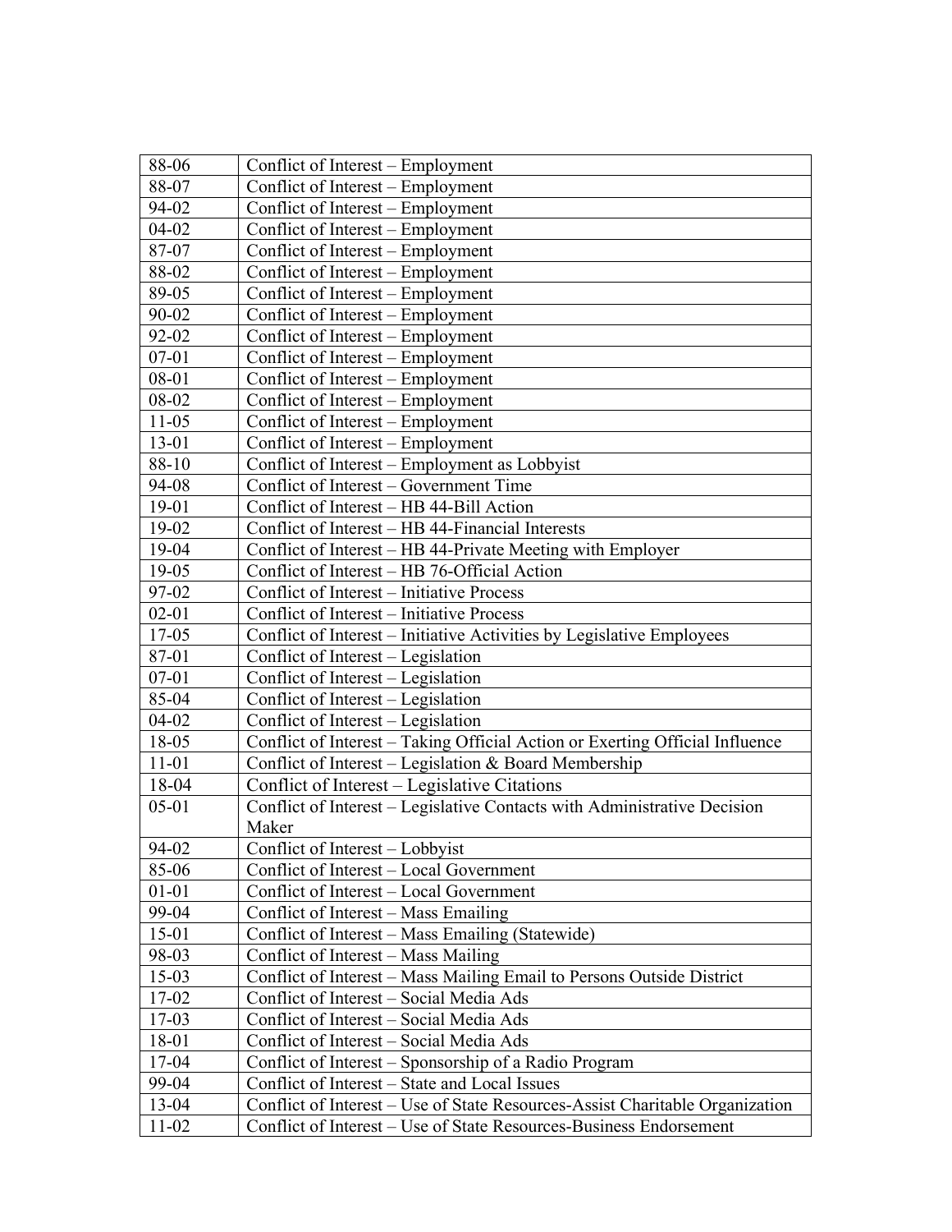| | |
|---|---|
| 88-06 | Conflict of Interest – Employment |
| 88-07 | Conflict of Interest – Employment |
| 94-02 | Conflict of Interest – Employment |
| 04-02 | Conflict of Interest – Employment |
| 87-07 | Conflict of Interest – Employment |
| 88-02 | Conflict of Interest – Employment |
| 89-05 | Conflict of Interest – Employment |
| 90-02 | Conflict of Interest – Employment |
| 92-02 | Conflict of Interest – Employment |
| 07-01 | Conflict of Interest – Employment |
| 08-01 | Conflict of Interest – Employment |
| 08-02 | Conflict of Interest – Employment |
| 11-05 | Conflict of Interest – Employment |
| 13-01 | Conflict of Interest – Employment |
| 88-10 | Conflict of Interest – Employment as Lobbyist |
| 94-08 | Conflict of Interest – Government Time |
| 19-01 | Conflict of Interest – HB 44-Bill Action |
| 19-02 | Conflict of Interest – HB 44-Financial Interests |
| 19-04 | Conflict of Interest – HB 44-Private Meeting with Employer |
| 19-05 | Conflict of Interest – HB 76-Official Action |
| 97-02 | Conflict of Interest – Initiative Process |
| 02-01 | Conflict of Interest – Initiative Process |
| 17-05 | Conflict of Interest – Initiative Activities by Legislative Employees |
| 87-01 | Conflict of Interest – Legislation |
| 07-01 | Conflict of Interest – Legislation |
| 85-04 | Conflict of Interest – Legislation |
| 04-02 | Conflict of Interest – Legislation |
| 18-05 | Conflict of Interest – Taking Official Action or Exerting Official Influence |
| 11-01 | Conflict of Interest – Legislation & Board Membership |
| 18-04 | Conflict of Interest – Legislative Citations |
| 05-01 | Conflict of Interest – Legislative Contacts with Administrative Decision Maker |
| 94-02 | Conflict of Interest – Lobbyist |
| 85-06 | Conflict of Interest – Local Government |
| 01-01 | Conflict of Interest – Local Government |
| 99-04 | Conflict of Interest – Mass Emailing |
| 15-01 | Conflict of Interest – Mass Emailing (Statewide) |
| 98-03 | Conflict of Interest – Mass Mailing |
| 15-03 | Conflict of Interest – Mass Mailing Email to Persons Outside District |
| 17-02 | Conflict of Interest – Social Media Ads |
| 17-03 | Conflict of Interest – Social Media Ads |
| 18-01 | Conflict of Interest – Social Media Ads |
| 17-04 | Conflict of Interest – Sponsorship of a Radio Program |
| 99-04 | Conflict of Interest – State and Local Issues |
| 13-04 | Conflict of Interest – Use of State Resources-Assist Charitable Organization |
| 11-02 | Conflict of Interest – Use of State Resources-Business Endorsement |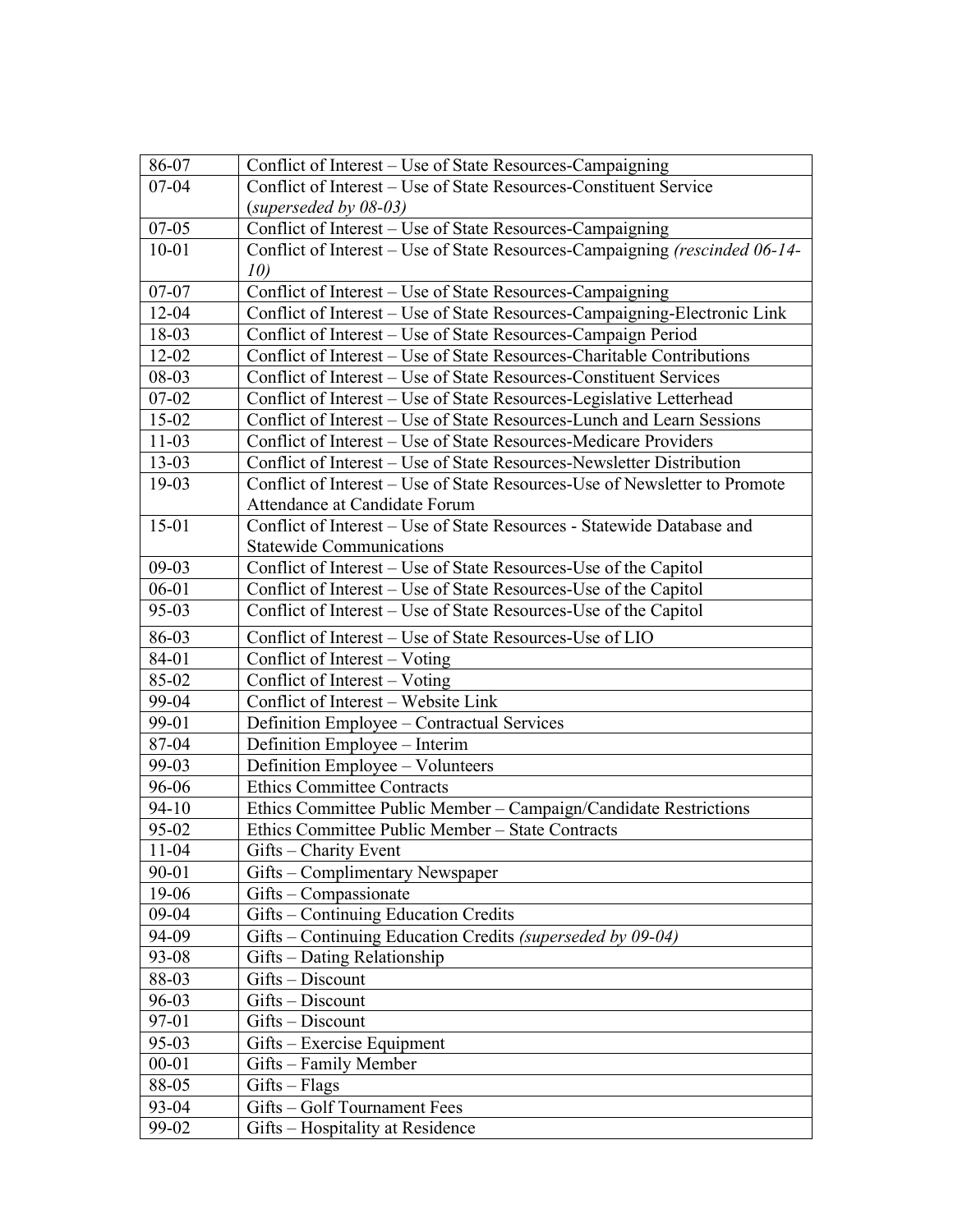| | |
|---|---|
| 86-07 | Conflict of Interest – Use of State Resources-Campaigning |
| 07-04 | Conflict of Interest – Use of State Resources-Constituent Service (*superseded by 08-03)* |
| 07-05 | Conflict of Interest – Use of State Resources-Campaigning |
| 10-01 | Conflict of Interest – Use of State Resources-Campaigning *(rescinded 06-14-10)* |
| 07-07 | Conflict of Interest – Use of State Resources-Campaigning |
| 12-04 | Conflict of Interest – Use of State Resources-Campaigning-Electronic Link |
| 18-03 | Conflict of Interest – Use of State Resources-Campaign Period |
| 12-02 | Conflict of Interest – Use of State Resources-Charitable Contributions |
| 08-03 | Conflict of Interest – Use of State Resources-Constituent Services |
| 07-02 | Conflict of Interest – Use of State Resources-Legislative Letterhead |
| 15-02 | Conflict of Interest – Use of State Resources-Lunch and Learn Sessions |
| 11-03 | Conflict of Interest – Use of State Resources-Medicare Providers |
| 13-03 | Conflict of Interest – Use of State Resources-Newsletter Distribution |
| 19-03 | Conflict of Interest – Use of State Resources-Use of Newsletter to Promote Attendance at Candidate Forum |
| 15-01 | Conflict of Interest – Use of State Resources - Statewide Database and Statewide Communications |
| 09-03 | Conflict of Interest – Use of State Resources-Use of the Capitol |
| 06-01 | Conflict of Interest – Use of State Resources-Use of the Capitol |
| 95-03 | Conflict of Interest – Use of State Resources-Use of the Capitol |
| 86-03 | Conflict of Interest – Use of State Resources-Use of LIO |
| 84-01 | Conflict of Interest – Voting |
| 85-02 | Conflict of Interest – Voting |
| 99-04 | Conflict of Interest – Website Link |
| 99-01 | Definition Employee – Contractual Services |
| 87-04 | Definition Employee – Interim |
| 99-03 | Definition Employee – Volunteers |
| 96-06 | Ethics Committee Contracts |
| 94-10 | Ethics Committee Public Member – Campaign/Candidate Restrictions |
| 95-02 | Ethics Committee Public Member – State Contracts |
| 11-04 | Gifts – Charity Event |
| 90-01 | Gifts – Complimentary Newspaper |
| 19-06 | Gifts – Compassionate |
| 09-04 | Gifts – Continuing Education Credits |
| 94-09 | Gifts – Continuing Education Credits *(superseded by 09-04)* |
| 93-08 | Gifts – Dating Relationship |
| 88-03 | Gifts – Discount |
| 96-03 | Gifts – Discount |
| 97-01 | Gifts – Discount |
| 95-03 | Gifts – Exercise Equipment |
| 00-01 | Gifts – Family Member |
| 88-05 | Gifts – Flags |
| 93-04 | Gifts – Golf Tournament Fees |
| 99-02 | Gifts – Hospitality at Residence |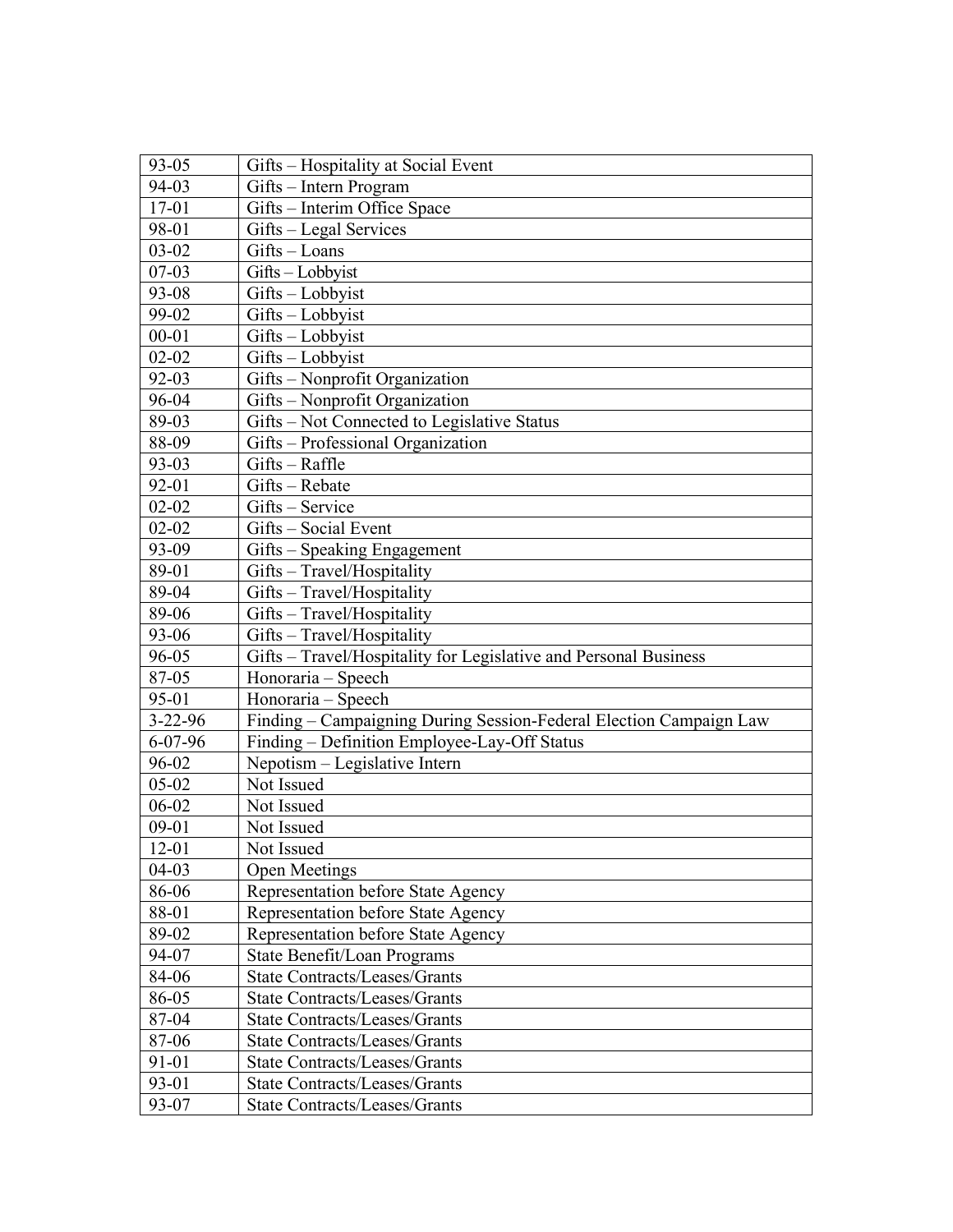| | |
|---|---|
| 93-05 | Gifts – Hospitality at Social Event |
| 94-03 | Gifts – Intern Program |
| 17-01 | Gifts – Interim Office Space |
| 98-01 | Gifts – Legal Services |
| 03-02 | Gifts – Loans |
| 07-03 | Gifts – Lobbyist |
| 93-08 | Gifts – Lobbyist |
| 99-02 | Gifts – Lobbyist |
| 00-01 | Gifts – Lobbyist |
| 02-02 | Gifts – Lobbyist |
| 92-03 | Gifts – Nonprofit Organization |
| 96-04 | Gifts – Nonprofit Organization |
| 89-03 | Gifts – Not Connected to Legislative Status |
| 88-09 | Gifts – Professional Organization |
| 93-03 | Gifts – Raffle |
| 92-01 | Gifts – Rebate |
| 02-02 | Gifts – Service |
| 02-02 | Gifts – Social Event |
| 93-09 | Gifts – Speaking Engagement |
| 89-01 | Gifts – Travel/Hospitality |
| 89-04 | Gifts – Travel/Hospitality |
| 89-06 | Gifts – Travel/Hospitality |
| 93-06 | Gifts – Travel/Hospitality |
| 96-05 | Gifts – Travel/Hospitality for Legislative and Personal Business |
| 87-05 | Honoraria – Speech |
| 95-01 | Honoraria – Speech |
| 3-22-96 | Finding – Campaigning During Session-Federal Election Campaign Law |
| 6-07-96 | Finding – Definition Employee-Lay-Off Status |
| 96-02 | Nepotism – Legislative Intern |
| 05-02 | Not Issued |
| 06-02 | Not Issued |
| 09-01 | Not Issued |
| 12-01 | Not Issued |
| 04-03 | Open Meetings |
| 86-06 | Representation before State Agency |
| 88-01 | Representation before State Agency |
| 89-02 | Representation before State Agency |
| 94-07 | State Benefit/Loan Programs |
| 84-06 | State Contracts/Leases/Grants |
| 86-05 | State Contracts/Leases/Grants |
| 87-04 | State Contracts/Leases/Grants |
| 87-06 | State Contracts/Leases/Grants |
| 91-01 | State Contracts/Leases/Grants |
| 93-01 | State Contracts/Leases/Grants |
| 93-07 | State Contracts/Leases/Grants |